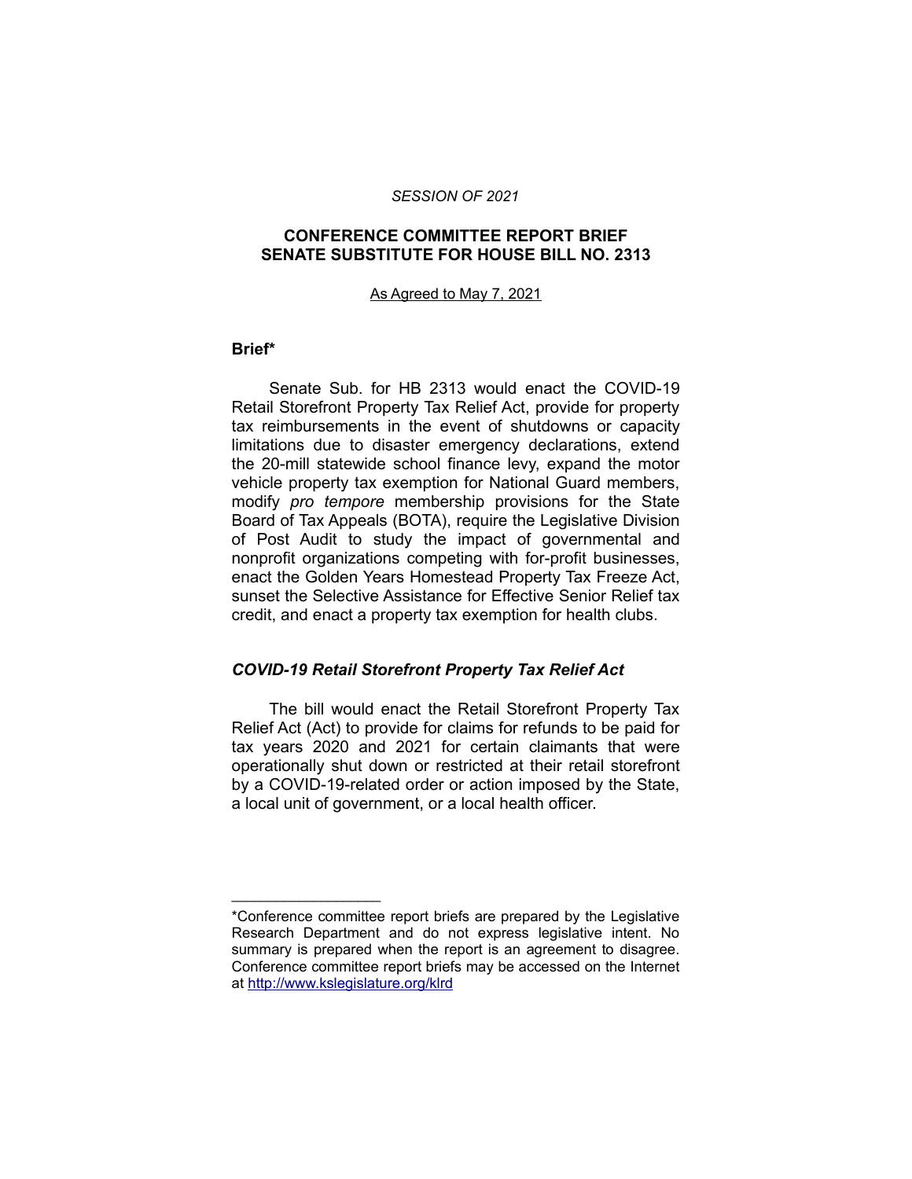*SESSION OF 2021*

**CONFERENCE COMMITTEE REPORT BRIEF**
**SENATE SUBSTITUTE FOR HOUSE BILL NO. 2313**

As Agreed to May 7, 2021

**Brief***

Senate Sub. for HB 2313 would enact the COVID-19 Retail Storefront Property Tax Relief Act, provide for property tax reimbursements in the event of shutdowns or capacity limitations due to disaster emergency declarations, extend the 20-mill statewide school finance levy, expand the motor vehicle property tax exemption for National Guard members, modify *pro tempore* membership provisions for the State Board of Tax Appeals (BOTA), require the Legislative Division of Post Audit to study the impact of governmental and nonprofit organizations competing with for-profit businesses, enact the Golden Years Homestead Property Tax Freeze Act, sunset the Selective Assistance for Effective Senior Relief tax credit, and enact a property tax exemption for health clubs.

***COVID-19 Retail Storefront Property Tax Relief Act***

The bill would enact the Retail Storefront Property Tax Relief Act (Act) to provide for claims for refunds to be paid for tax years 2020 and 2021 for certain claimants that were operationally shut down or restricted at their retail storefront by a COVID-19-related order or action imposed by the State, a local unit of government, or a local health officer.

____________________

*Conference committee report briefs are prepared by the Legislative Research Department and do not express legislative intent. No summary is prepared when the report is an agreement to disagree. Conference committee report briefs may be accessed on the Internet at http://www.kslegislature.org/klrd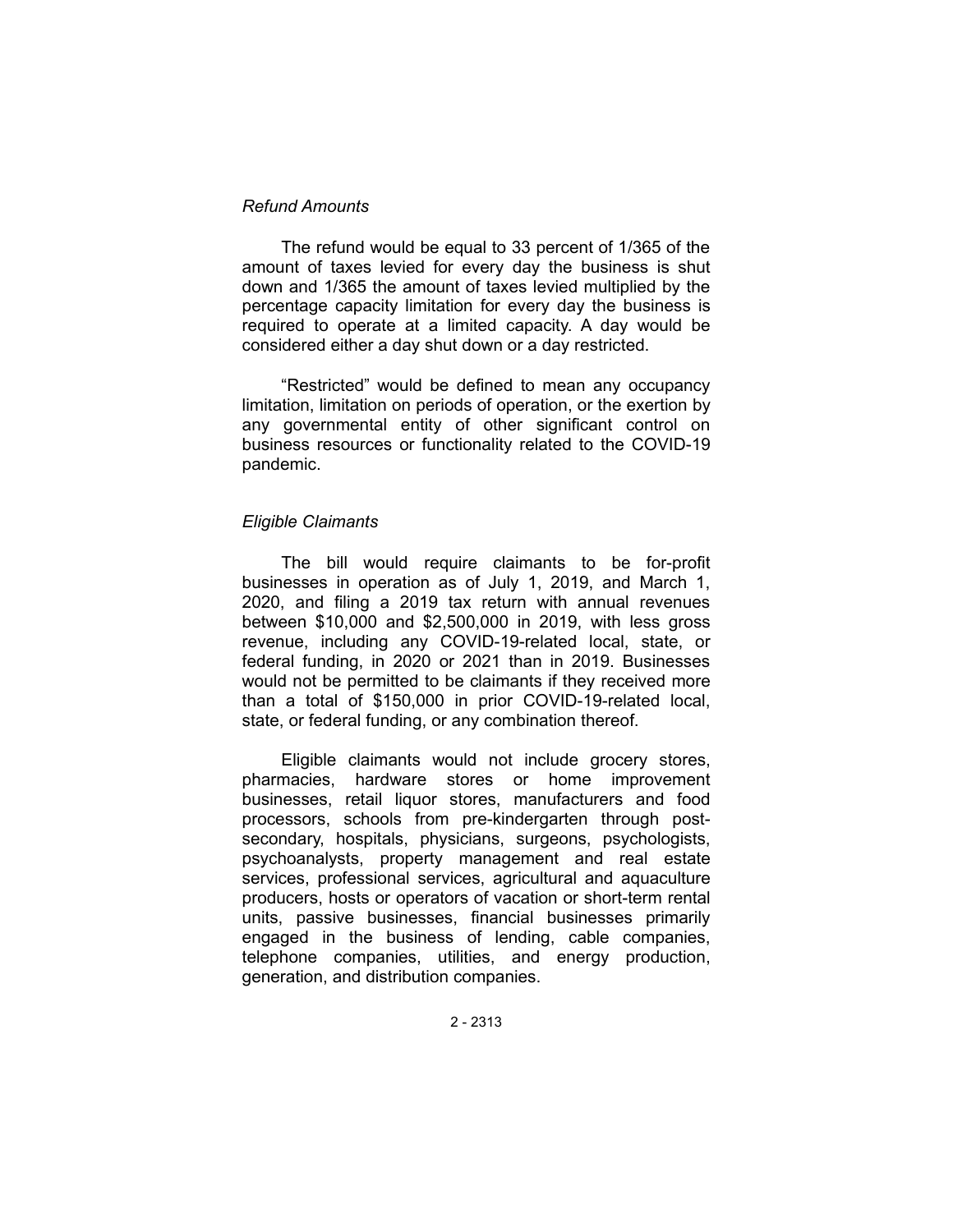*Refund Amounts*

The refund would be equal to 33 percent of 1/365 of the amount of taxes levied for every day the business is shut down and 1/365 the amount of taxes levied multiplied by the percentage capacity limitation for every day the business is required to operate at a limited capacity. A day would be considered either a day shut down or a day restricted.

"Restricted" would be defined to mean any occupancy limitation, limitation on periods of operation, or the exertion by any governmental entity of other significant control on business resources or functionality related to the COVID-19 pandemic.

*Eligible Claimants*

The bill would require claimants to be for-profit businesses in operation as of July 1, 2019, and March 1, 2020, and filing a 2019 tax return with annual revenues between $10,000 and $2,500,000 in 2019, with less gross revenue, including any COVID-19-related local, state, or federal funding, in 2020 or 2021 than in 2019. Businesses would not be permitted to be claimants if they received more than a total of $150,000 in prior COVID-19-related local, state, or federal funding, or any combination thereof.

Eligible claimants would not include grocery stores, pharmacies, hardware stores or home improvement businesses, retail liquor stores, manufacturers and food processors, schools from pre-kindergarten through post-secondary, hospitals, physicians, surgeons, psychologists, psychoanalysts, property management and real estate services, professional services, agricultural and aquaculture producers, hosts or operators of vacation or short-term rental units, passive businesses, financial businesses primarily engaged in the business of lending, cable companies, telephone companies, utilities, and energy production, generation, and distribution companies.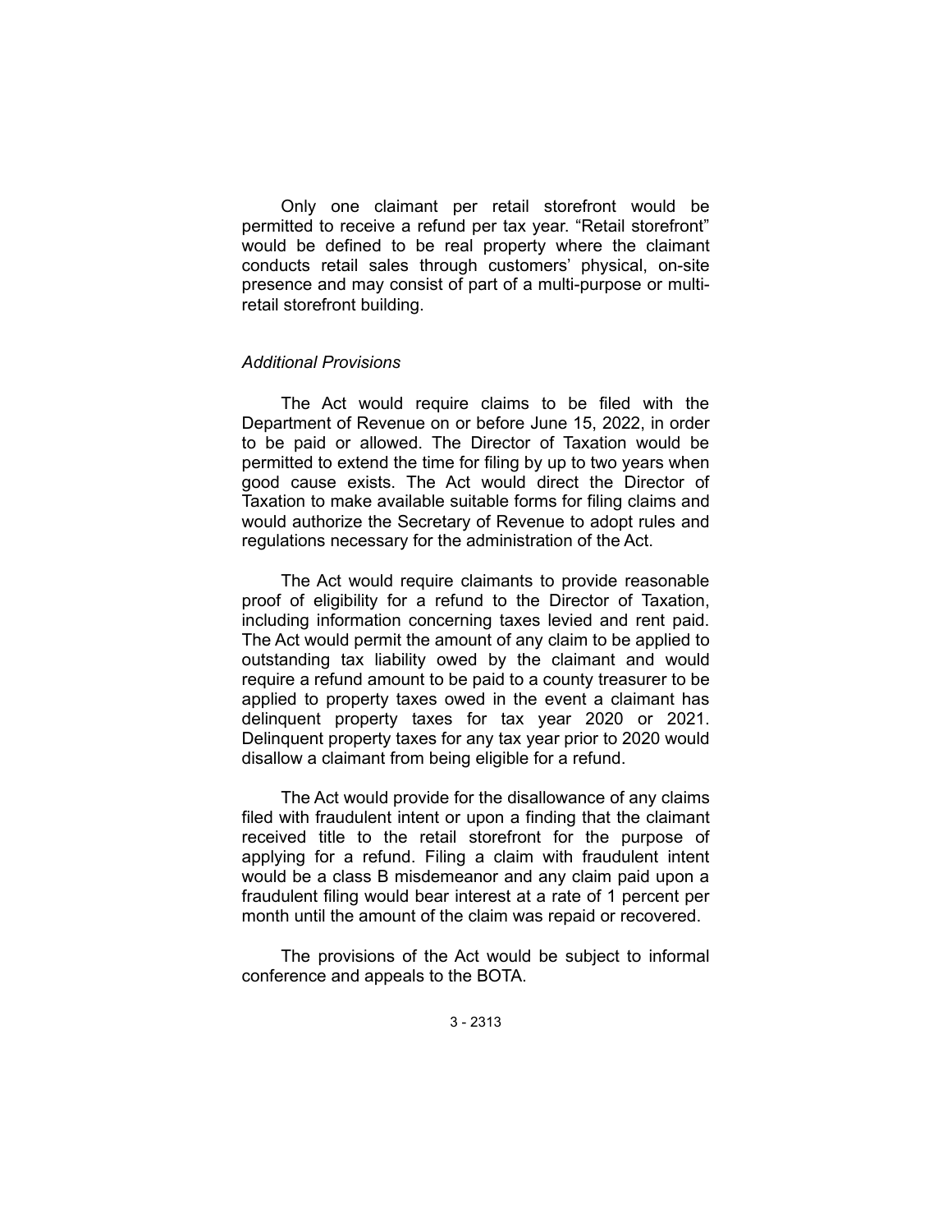Only one claimant per retail storefront would be permitted to receive a refund per tax year. "Retail storefront" would be defined to be real property where the claimant conducts retail sales through customers' physical, on-site presence and may consist of part of a multi-purpose or multi-retail storefront building.

*Additional Provisions*

The Act would require claims to be filed with the Department of Revenue on or before June 15, 2022, in order to be paid or allowed. The Director of Taxation would be permitted to extend the time for filing by up to two years when good cause exists. The Act would direct the Director of Taxation to make available suitable forms for filing claims and would authorize the Secretary of Revenue to adopt rules and regulations necessary for the administration of the Act.

The Act would require claimants to provide reasonable proof of eligibility for a refund to the Director of Taxation, including information concerning taxes levied and rent paid. The Act would permit the amount of any claim to be applied to outstanding tax liability owed by the claimant and would require a refund amount to be paid to a county treasurer to be applied to property taxes owed in the event a claimant has delinquent property taxes for tax year 2020 or 2021. Delinquent property taxes for any tax year prior to 2020 would disallow a claimant from being eligible for a refund.

The Act would provide for the disallowance of any claims filed with fraudulent intent or upon a finding that the claimant received title to the retail storefront for the purpose of applying for a refund. Filing a claim with fraudulent intent would be a class B misdemeanor and any claim paid upon a fraudulent filing would bear interest at a rate of 1 percent per month until the amount of the claim was repaid or recovered.

The provisions of the Act would be subject to informal conference and appeals to the BOTA.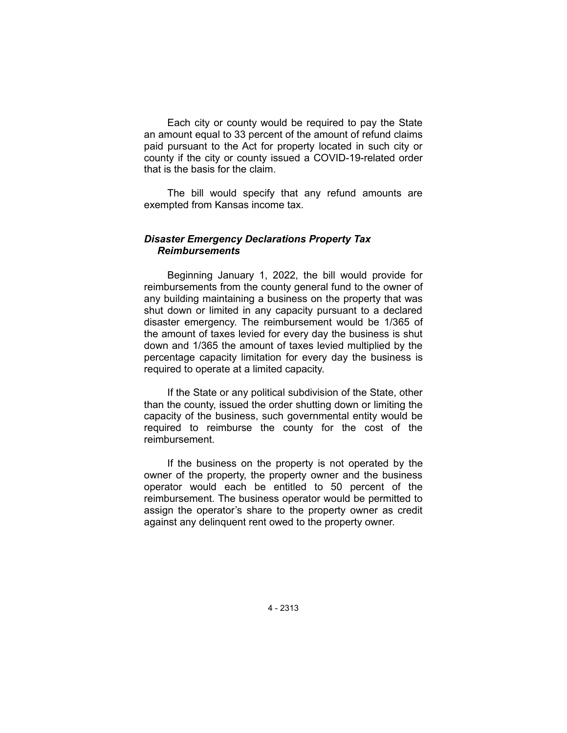Each city or county would be required to pay the State an amount equal to 33 percent of the amount of refund claims paid pursuant to the Act for property located in such city or county if the city or county issued a COVID-19-related order that is the basis for the claim.

The bill would specify that any refund amounts are exempted from Kansas income tax.

### *Disaster Emergency Declarations Property Tax Reimbursements*

Beginning January 1, 2022, the bill would provide for reimbursements from the county general fund to the owner of any building maintaining a business on the property that was shut down or limited in any capacity pursuant to a declared disaster emergency. The reimbursement would be 1/365 of the amount of taxes levied for every day the business is shut down and 1/365 the amount of taxes levied multiplied by the percentage capacity limitation for every day the business is required to operate at a limited capacity.

If the State or any political subdivision of the State, other than the county, issued the order shutting down or limiting the capacity of the business, such governmental entity would be required to reimburse the county for the cost of the reimbursement.

If the business on the property is not operated by the owner of the property, the property owner and the business operator would each be entitled to 50 percent of the reimbursement. The business operator would be permitted to assign the operator's share to the property owner as credit against any delinquent rent owed to the property owner.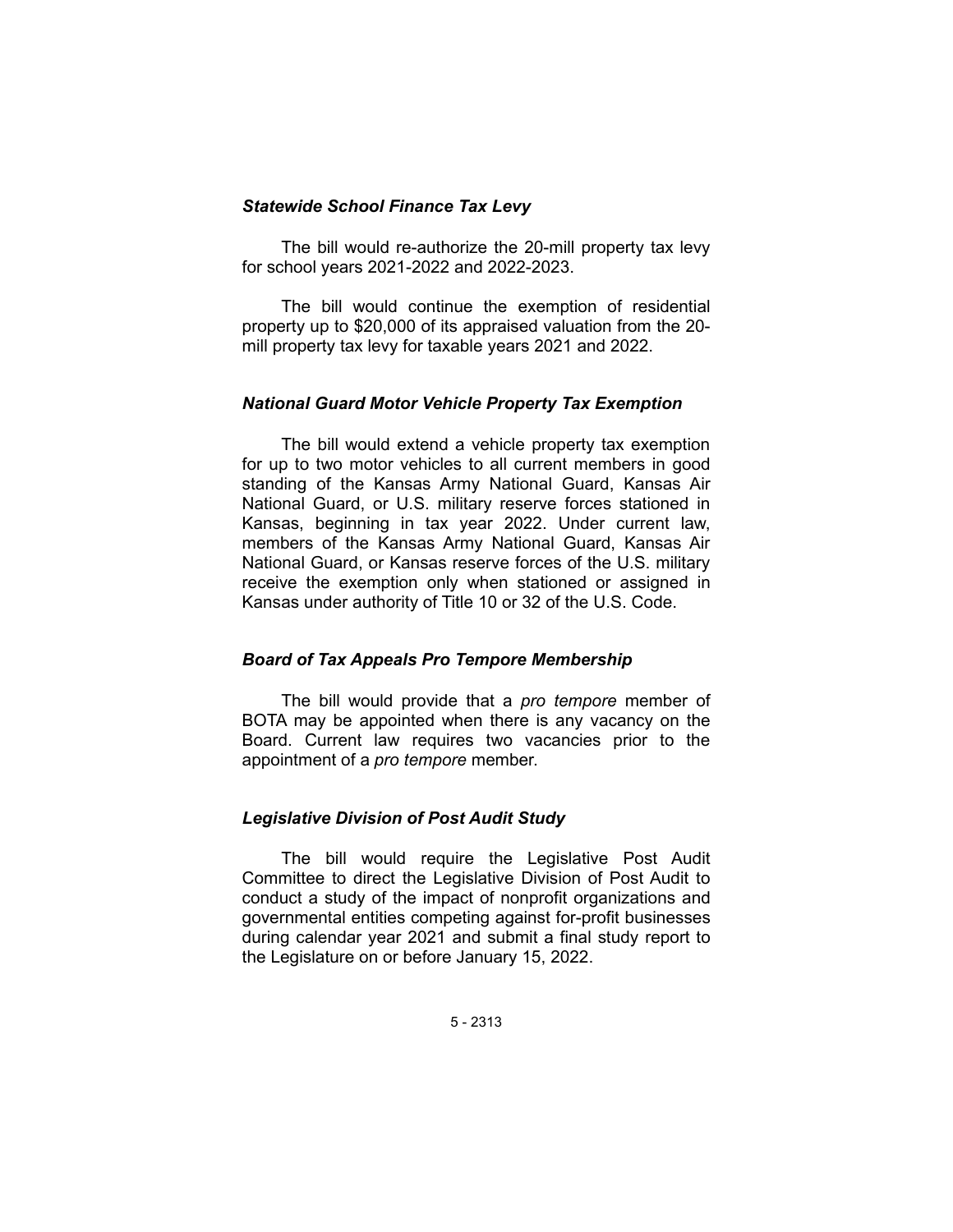### *Statewide School Finance Tax Levy*

The bill would re-authorize the 20-mill property tax levy for school years 2021-2022 and 2022-2023.

The bill would continue the exemption of residential property up to $20,000 of its appraised valuation from the 20-mill property tax levy for taxable years 2021 and 2022.

### *National Guard Motor Vehicle Property Tax Exemption*

The bill would extend a vehicle property tax exemption for up to two motor vehicles to all current members in good standing of the Kansas Army National Guard, Kansas Air National Guard, or U.S. military reserve forces stationed in Kansas, beginning in tax year 2022. Under current law, members of the Kansas Army National Guard, Kansas Air National Guard, or Kansas reserve forces of the U.S. military receive the exemption only when stationed or assigned in Kansas under authority of Title 10 or 32 of the U.S. Code.

### *Board of Tax Appeals Pro Tempore Membership*

The bill would provide that a *pro tempore* member of BOTA may be appointed when there is any vacancy on the Board. Current law requires two vacancies prior to the appointment of a *pro tempore* member.

### *Legislative Division of Post Audit Study*

The bill would require the Legislative Post Audit Committee to direct the Legislative Division of Post Audit to conduct a study of the impact of nonprofit organizations and governmental entities competing against for-profit businesses during calendar year 2021 and submit a final study report to the Legislature on or before January 15, 2022.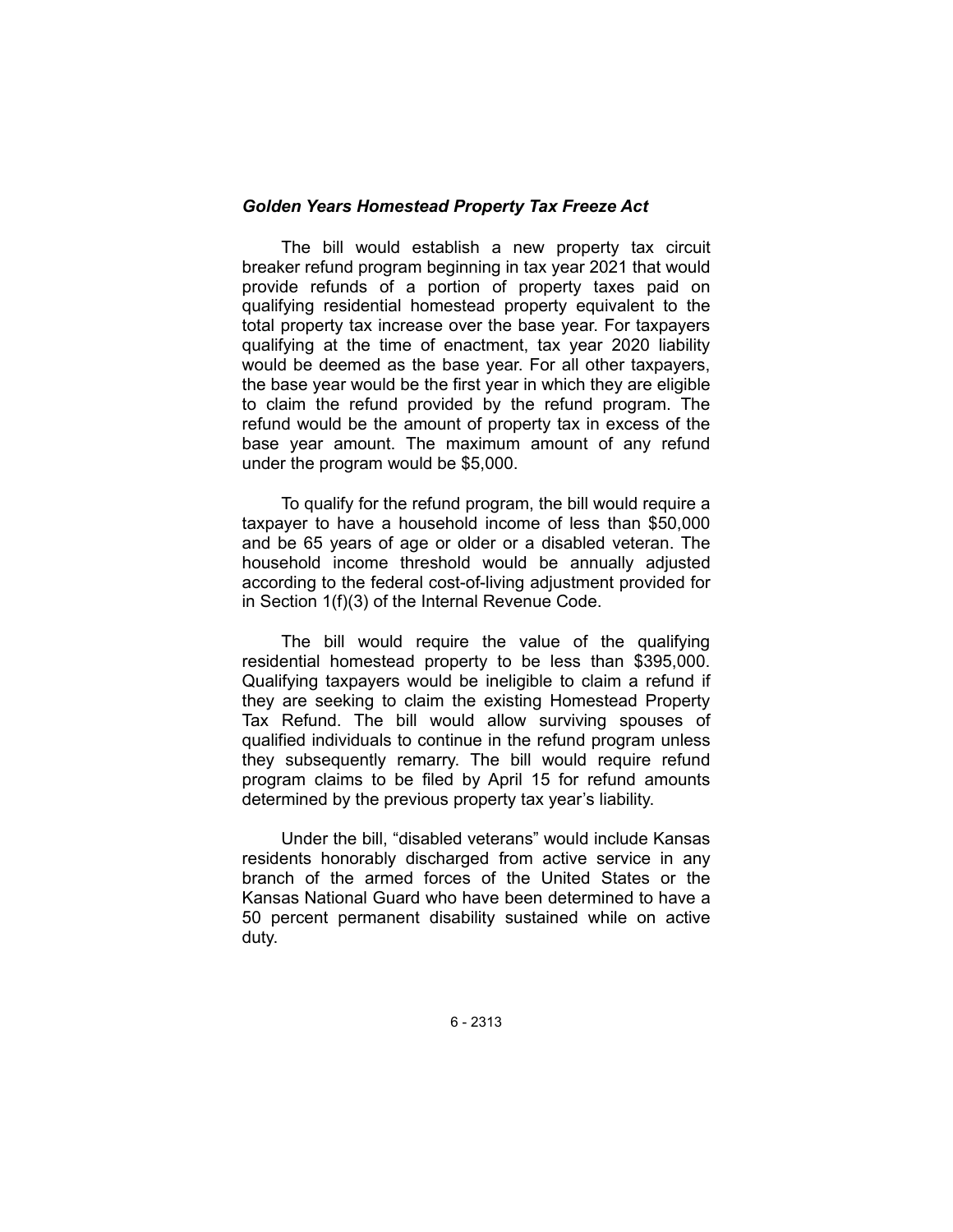### *Golden Years Homestead Property Tax Freeze Act*

The bill would establish a new property tax circuit breaker refund program beginning in tax year 2021 that would provide refunds of a portion of property taxes paid on qualifying residential homestead property equivalent to the total property tax increase over the base year. For taxpayers qualifying at the time of enactment, tax year 2020 liability would be deemed as the base year. For all other taxpayers, the base year would be the first year in which they are eligible to claim the refund provided by the refund program. The refund would be the amount of property tax in excess of the base year amount. The maximum amount of any refund under the program would be $5,000.

To qualify for the refund program, the bill would require a taxpayer to have a household income of less than $50,000 and be 65 years of age or older or a disabled veteran. The household income threshold would be annually adjusted according to the federal cost-of-living adjustment provided for in Section 1(f)(3) of the Internal Revenue Code.

The bill would require the value of the qualifying residential homestead property to be less than $395,000. Qualifying taxpayers would be ineligible to claim a refund if they are seeking to claim the existing Homestead Property Tax Refund. The bill would allow surviving spouses of qualified individuals to continue in the refund program unless they subsequently remarry. The bill would require refund program claims to be filed by April 15 for refund amounts determined by the previous property tax year's liability.

Under the bill, "disabled veterans" would include Kansas residents honorably discharged from active service in any branch of the armed forces of the United States or the Kansas National Guard who have been determined to have a 50 percent permanent disability sustained while on active duty.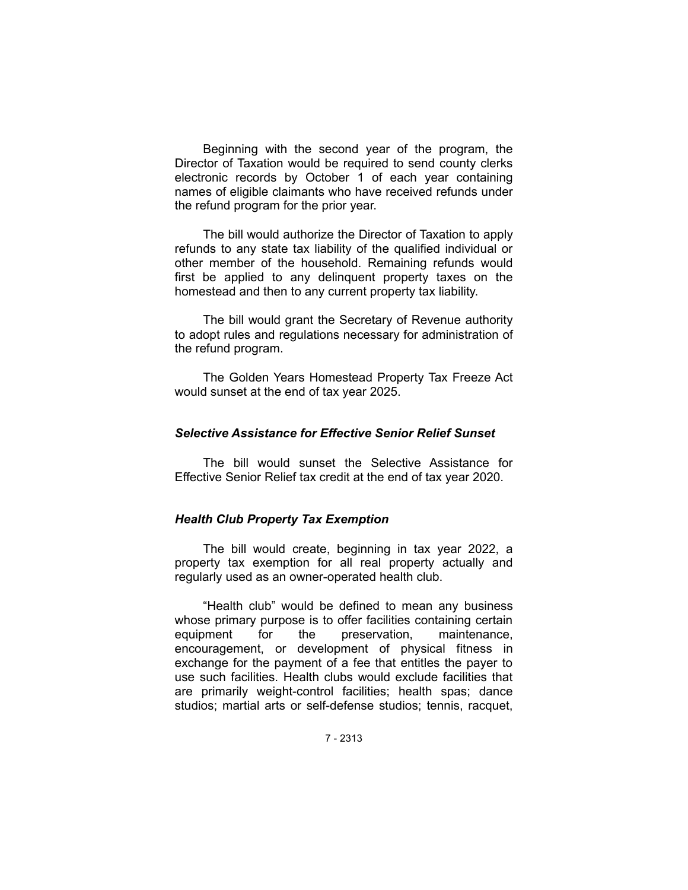Beginning with the second year of the program, the Director of Taxation would be required to send county clerks electronic records by October 1 of each year containing names of eligible claimants who have received refunds under the refund program for the prior year.

The bill would authorize the Director of Taxation to apply refunds to any state tax liability of the qualified individual or other member of the household. Remaining refunds would first be applied to any delinquent property taxes on the homestead and then to any current property tax liability.

The bill would grant the Secretary of Revenue authority to adopt rules and regulations necessary for administration of the refund program.

The Golden Years Homestead Property Tax Freeze Act would sunset at the end of tax year 2025.

### *Selective Assistance for Effective Senior Relief Sunset*

The bill would sunset the Selective Assistance for Effective Senior Relief tax credit at the end of tax year 2020.

### *Health Club Property Tax Exemption*

The bill would create, beginning in tax year 2022, a property tax exemption for all real property actually and regularly used as an owner-operated health club.

"Health club" would be defined to mean any business whose primary purpose is to offer facilities containing certain equipment for the preservation, maintenance, encouragement, or development of physical fitness in exchange for the payment of a fee that entitles the payer to use such facilities. Health clubs would exclude facilities that are primarily weight-control facilities; health spas; dance studios; martial arts or self-defense studios; tennis, racquet,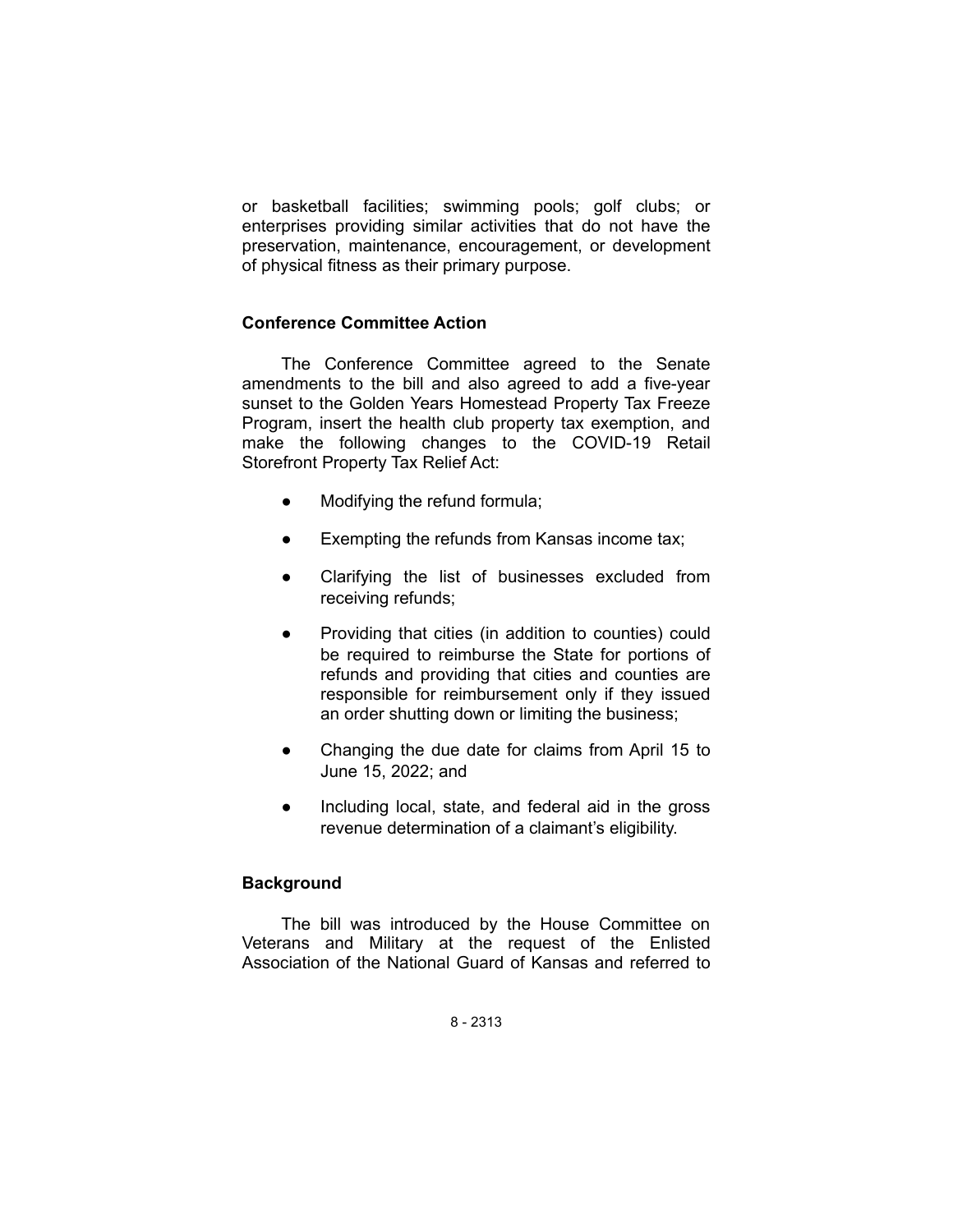or basketball facilities; swimming pools; golf clubs; or enterprises providing similar activities that do not have the preservation, maintenance, encouragement, or development of physical fitness as their primary purpose.

### Conference Committee Action

The Conference Committee agreed to the Senate amendments to the bill and also agreed to add a five-year sunset to the Golden Years Homestead Property Tax Freeze Program, insert the health club property tax exemption, and make the following changes to the COVID-19 Retail Storefront Property Tax Relief Act:

- Modifying the refund formula;
- Exempting the refunds from Kansas income tax;
- Clarifying the list of businesses excluded from receiving refunds;
- Providing that cities (in addition to counties) could be required to reimburse the State for portions of refunds and providing that cities and counties are responsible for reimbursement only if they issued an order shutting down or limiting the business;
- Changing the due date for claims from April 15 to June 15, 2022; and
- Including local, state, and federal aid in the gross revenue determination of a claimant's eligibility.

### Background

The bill was introduced by the House Committee on Veterans and Military at the request of the Enlisted Association of the National Guard of Kansas and referred to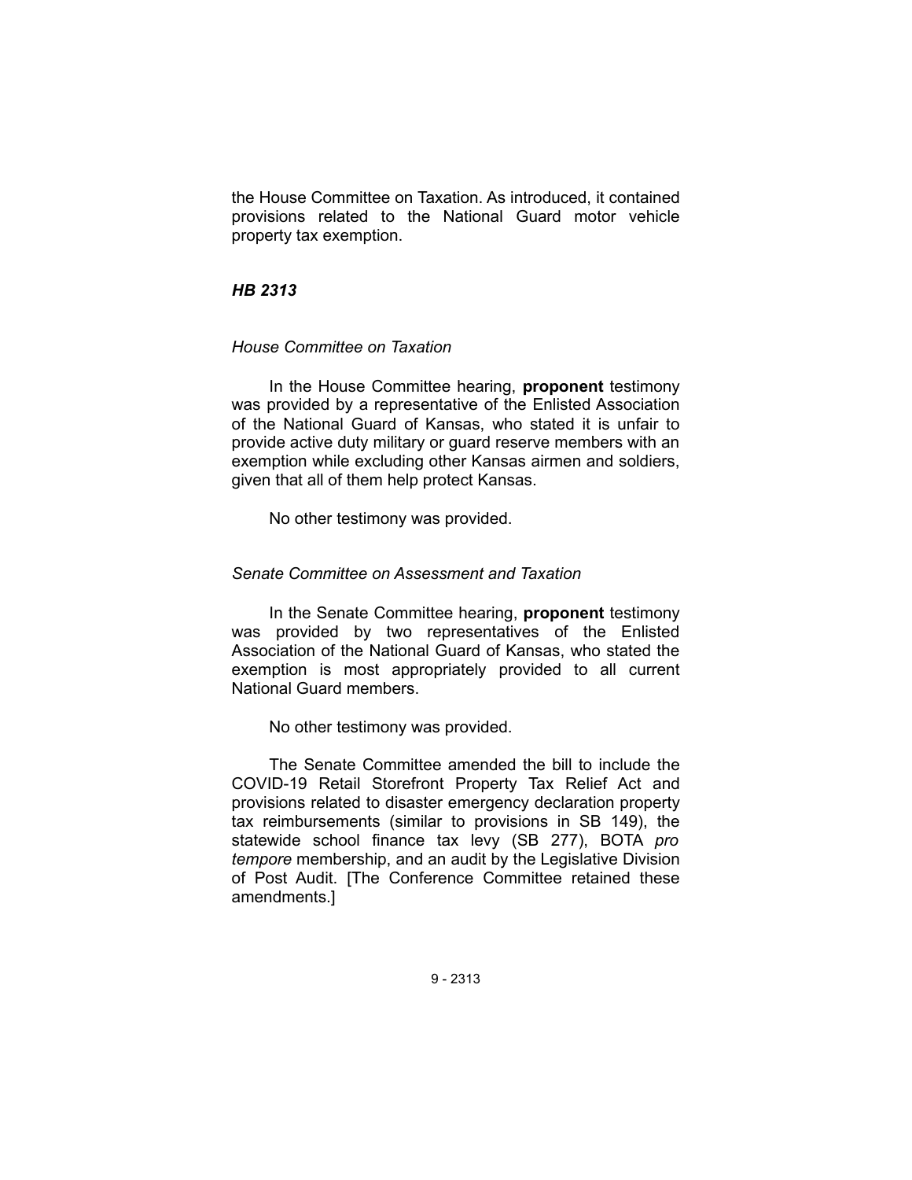the House Committee on Taxation. As introduced, it contained provisions related to the National Guard motor vehicle property tax exemption.

### *HB 2313*

#### *House Committee on Taxation*

In the House Committee hearing, **proponent** testimony was provided by a representative of the Enlisted Association of the National Guard of Kansas, who stated it is unfair to provide active duty military or guard reserve members with an exemption while excluding other Kansas airmen and soldiers, given that all of them help protect Kansas.

No other testimony was provided.

#### *Senate Committee on Assessment and Taxation*

In the Senate Committee hearing, **proponent** testimony was provided by two representatives of the Enlisted Association of the National Guard of Kansas, who stated the exemption is most appropriately provided to all current National Guard members.

No other testimony was provided.

The Senate Committee amended the bill to include the COVID-19 Retail Storefront Property Tax Relief Act and provisions related to disaster emergency declaration property tax reimbursements (similar to provisions in SB 149), the statewide school finance tax levy (SB 277), BOTA *pro tempore* membership, and an audit by the Legislative Division of Post Audit. [The Conference Committee retained these amendments.]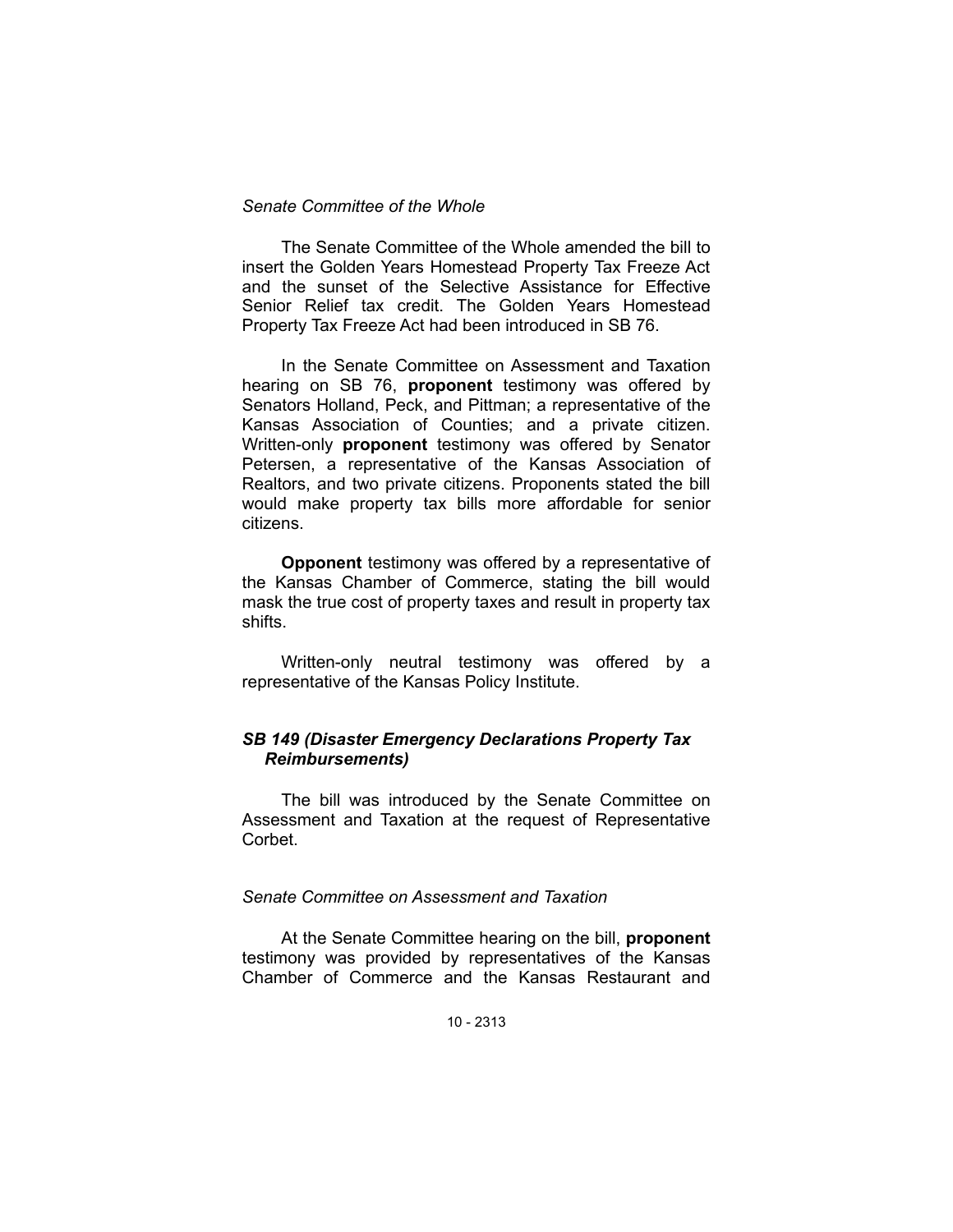*Senate Committee of the Whole*

The Senate Committee of the Whole amended the bill to insert the Golden Years Homestead Property Tax Freeze Act and the sunset of the Selective Assistance for Effective Senior Relief tax credit. The Golden Years Homestead Property Tax Freeze Act had been introduced in SB 76.

In the Senate Committee on Assessment and Taxation hearing on SB 76, **proponent** testimony was offered by Senators Holland, Peck, and Pittman; a representative of the Kansas Association of Counties; and a private citizen. Written-only **proponent** testimony was offered by Senator Petersen, a representative of the Kansas Association of Realtors, and two private citizens. Proponents stated the bill would make property tax bills more affordable for senior citizens.

**Opponent** testimony was offered by a representative of the Kansas Chamber of Commerce, stating the bill would mask the true cost of property taxes and result in property tax shifts.

Written-only neutral testimony was offered by a representative of the Kansas Policy Institute.

### *SB 149 (Disaster Emergency Declarations Property Tax Reimbursements)*

The bill was introduced by the Senate Committee on Assessment and Taxation at the request of Representative Corbet.

*Senate Committee on Assessment and Taxation*

At the Senate Committee hearing on the bill, **proponent** testimony was provided by representatives of the Kansas Chamber of Commerce and the Kansas Restaurant and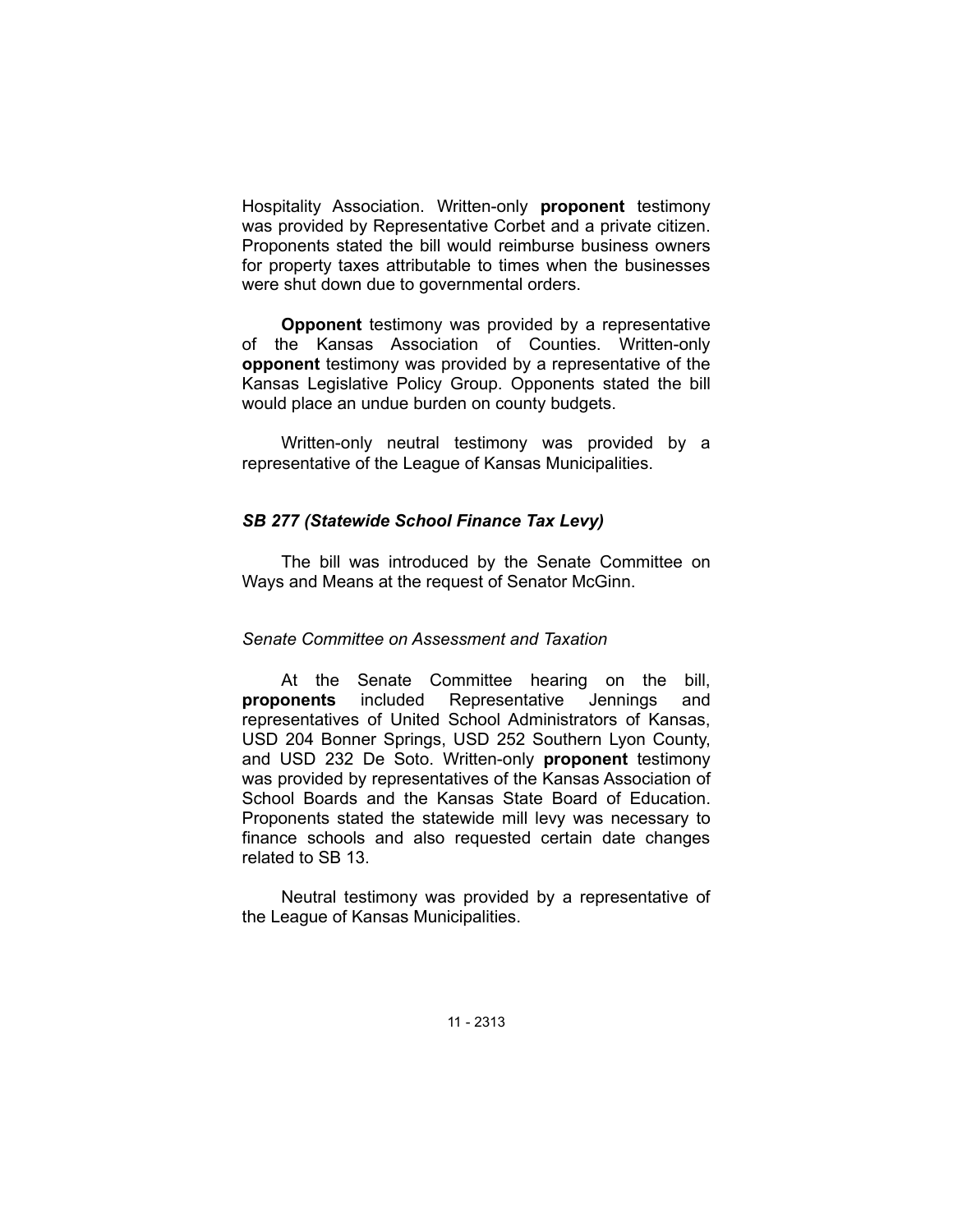Hospitality Association. Written-only **proponent** testimony was provided by Representative Corbet and a private citizen. Proponents stated the bill would reimburse business owners for property taxes attributable to times when the businesses were shut down due to governmental orders.

**Opponent** testimony was provided by a representative of the Kansas Association of Counties. Written-only **opponent** testimony was provided by a representative of the Kansas Legislative Policy Group. Opponents stated the bill would place an undue burden on county budgets.

Written-only neutral testimony was provided by a representative of the League of Kansas Municipalities.

### *SB 277 (Statewide School Finance Tax Levy)*

The bill was introduced by the Senate Committee on Ways and Means at the request of Senator McGinn.

#### *Senate Committee on Assessment and Taxation*

At the Senate Committee hearing on the bill, **proponents** included Representative Jennings and representatives of United School Administrators of Kansas, USD 204 Bonner Springs, USD 252 Southern Lyon County, and USD 232 De Soto. Written-only **proponent** testimony was provided by representatives of the Kansas Association of School Boards and the Kansas State Board of Education. Proponents stated the statewide mill levy was necessary to finance schools and also requested certain date changes related to SB 13.

Neutral testimony was provided by a representative of the League of Kansas Municipalities.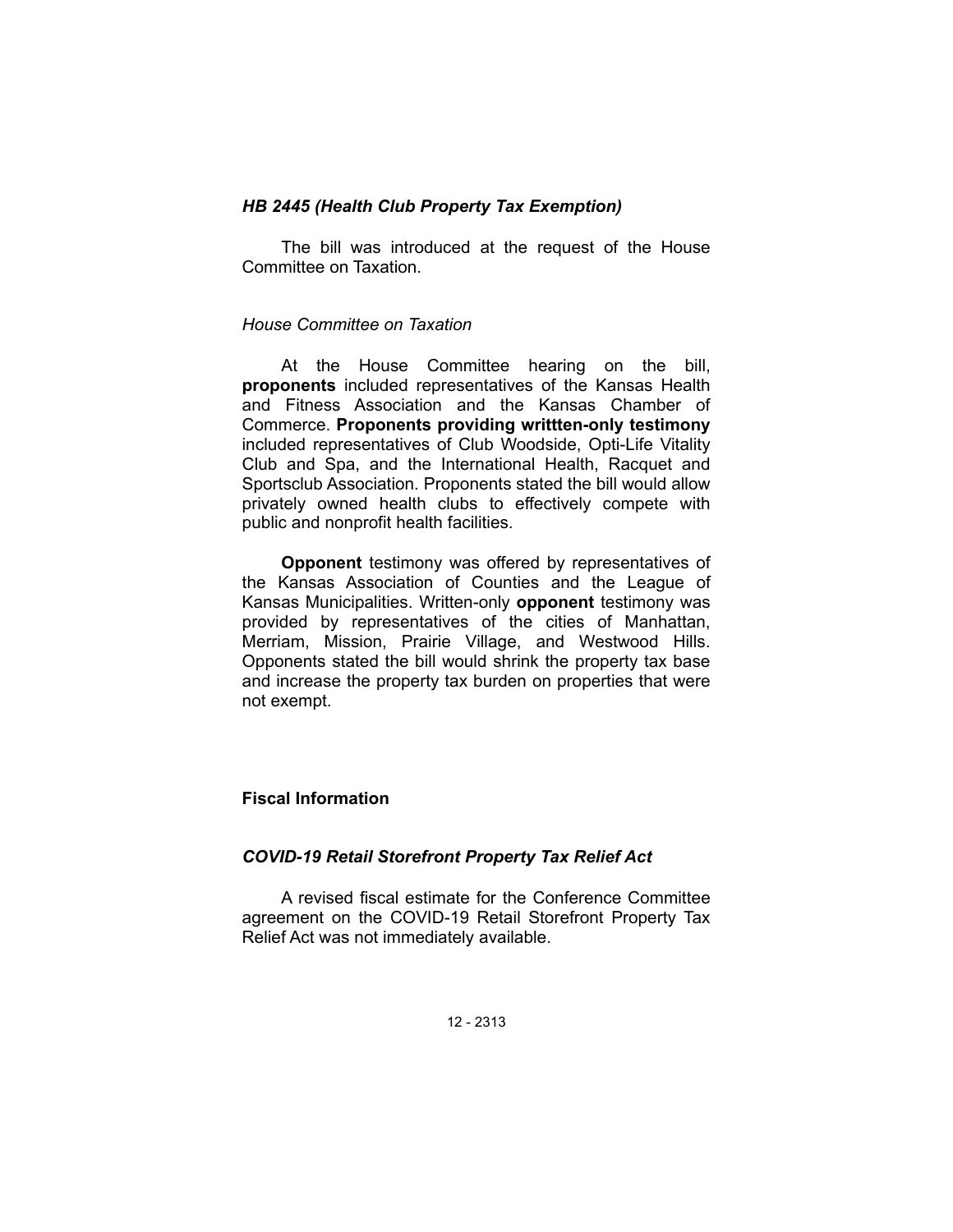*HB 2445 (Health Club Property Tax Exemption)*

The bill was introduced at the request of the House Committee on Taxation.

*House Committee on Taxation*

At the House Committee hearing on the bill, **proponents** included representatives of the Kansas Health and Fitness Association and the Kansas Chamber of Commerce. **Proponents providing writtten-only testimony** included representatives of Club Woodside, Opti-Life Vitality Club and Spa, and the International Health, Racquet and Sportsclub Association. Proponents stated the bill would allow privately owned health clubs to effectively compete with public and nonprofit health facilities.

**Opponent** testimony was offered by representatives of the Kansas Association of Counties and the League of Kansas Municipalities. Written-only **opponent** testimony was provided by representatives of the cities of Manhattan, Merriam, Mission, Prairie Village, and Westwood Hills. Opponents stated the bill would shrink the property tax base and increase the property tax burden on properties that were not exempt.

**Fiscal Information**

***COVID-19 Retail Storefront Property Tax Relief Act***

A revised fiscal estimate for the Conference Committee agreement on the COVID-19 Retail Storefront Property Tax Relief Act was not immediately available.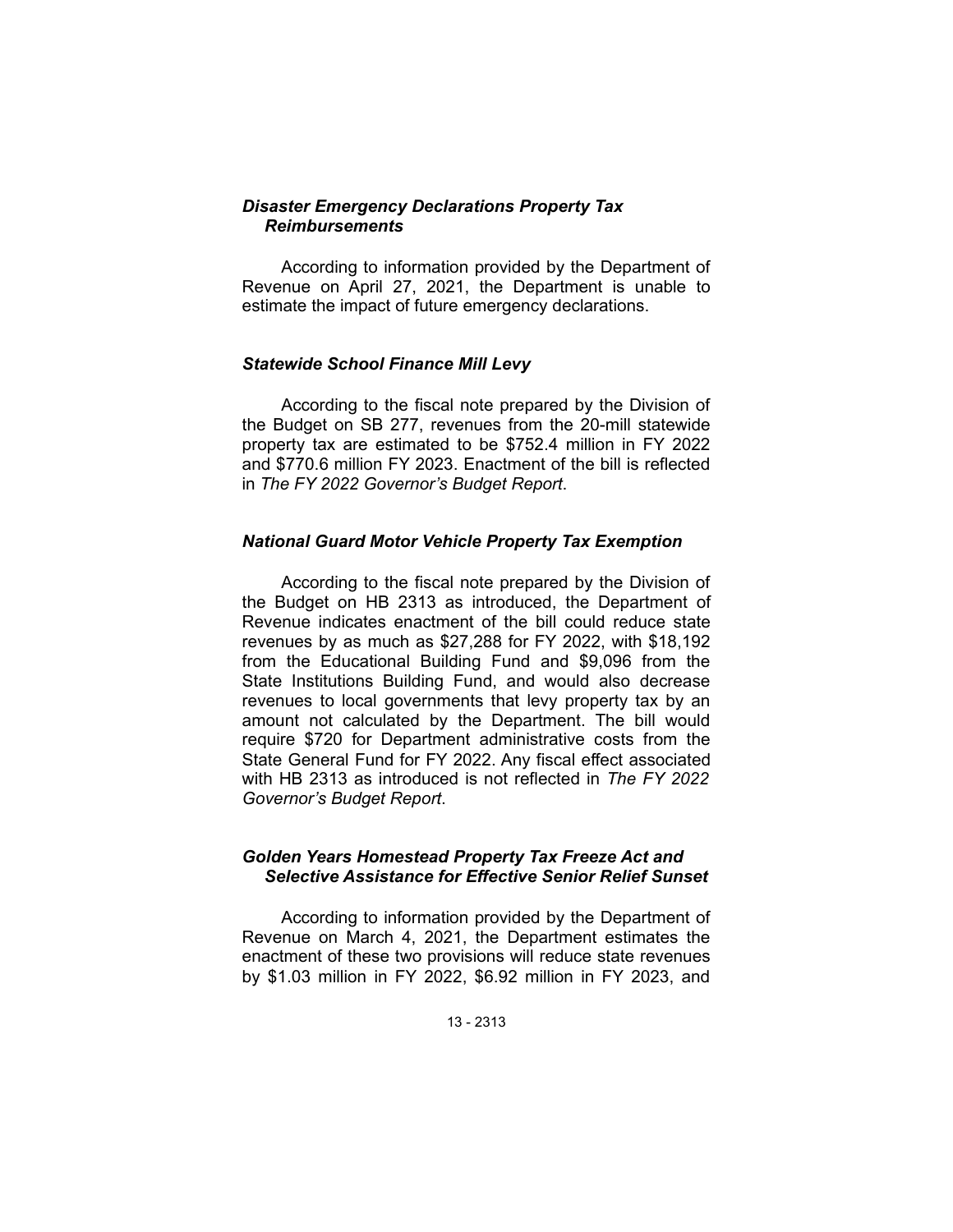### *Disaster Emergency Declarations Property Tax Reimbursements*

According to information provided by the Department of Revenue on April 27, 2021, the Department is unable to estimate the impact of future emergency declarations.

### *Statewide School Finance Mill Levy*

According to the fiscal note prepared by the Division of the Budget on SB 277, revenues from the 20-mill statewide property tax are estimated to be $752.4 million in FY 2022 and $770.6 million FY 2023. Enactment of the bill is reflected in *The FY 2022 Governor's Budget Report*.

### *National Guard Motor Vehicle Property Tax Exemption*

According to the fiscal note prepared by the Division of the Budget on HB 2313 as introduced, the Department of Revenue indicates enactment of the bill could reduce state revenues by as much as $27,288 for FY 2022, with $18,192 from the Educational Building Fund and $9,096 from the State Institutions Building Fund, and would also decrease revenues to local governments that levy property tax by an amount not calculated by the Department. The bill would require $720 for Department administrative costs from the State General Fund for FY 2022. Any fiscal effect associated with HB 2313 as introduced is not reflected in *The FY 2022 Governor's Budget Report*.

### *Golden Years Homestead Property Tax Freeze Act and Selective Assistance for Effective Senior Relief Sunset*

According to information provided by the Department of Revenue on March 4, 2021, the Department estimates the enactment of these two provisions will reduce state revenues by $1.03 million in FY 2022, $6.92 million in FY 2023, and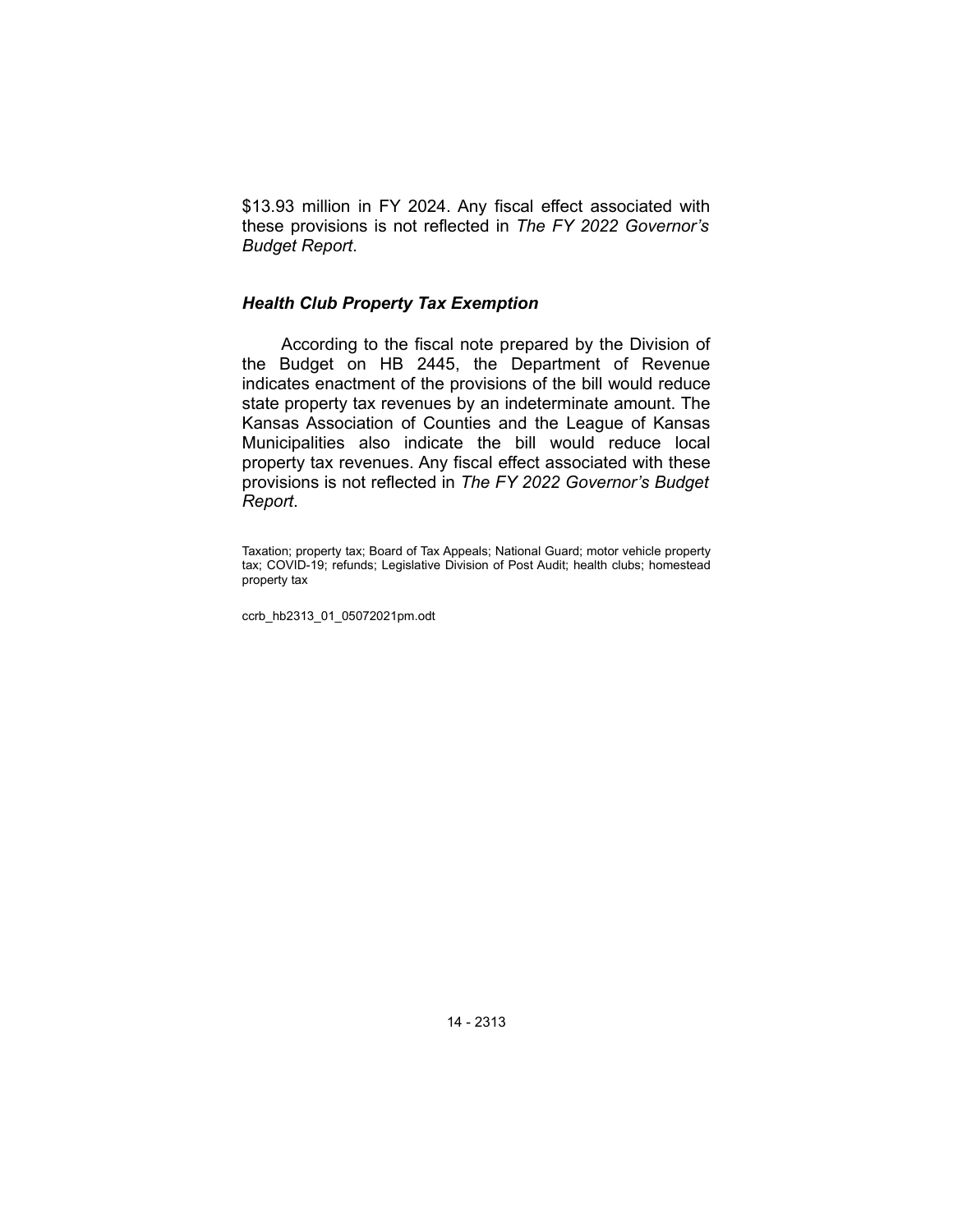$13.93 million in FY 2024. Any fiscal effect associated with these provisions is not reflected in *The FY 2022 Governor's Budget Report*.

### *Health Club Property Tax Exemption*

According to the fiscal note prepared by the Division of the Budget on HB 2445, the Department of Revenue indicates enactment of the provisions of the bill would reduce state property tax revenues by an indeterminate amount. The Kansas Association of Counties and the League of Kansas Municipalities also indicate the bill would reduce local property tax revenues. Any fiscal effect associated with these provisions is not reflected in *The FY 2022 Governor's Budget Report*.

Taxation; property tax; Board of Tax Appeals; National Guard; motor vehicle property tax; COVID-19; refunds; Legislative Division of Post Audit; health clubs; homestead property tax

ccrb_hb2313_01_05072021pm.odt